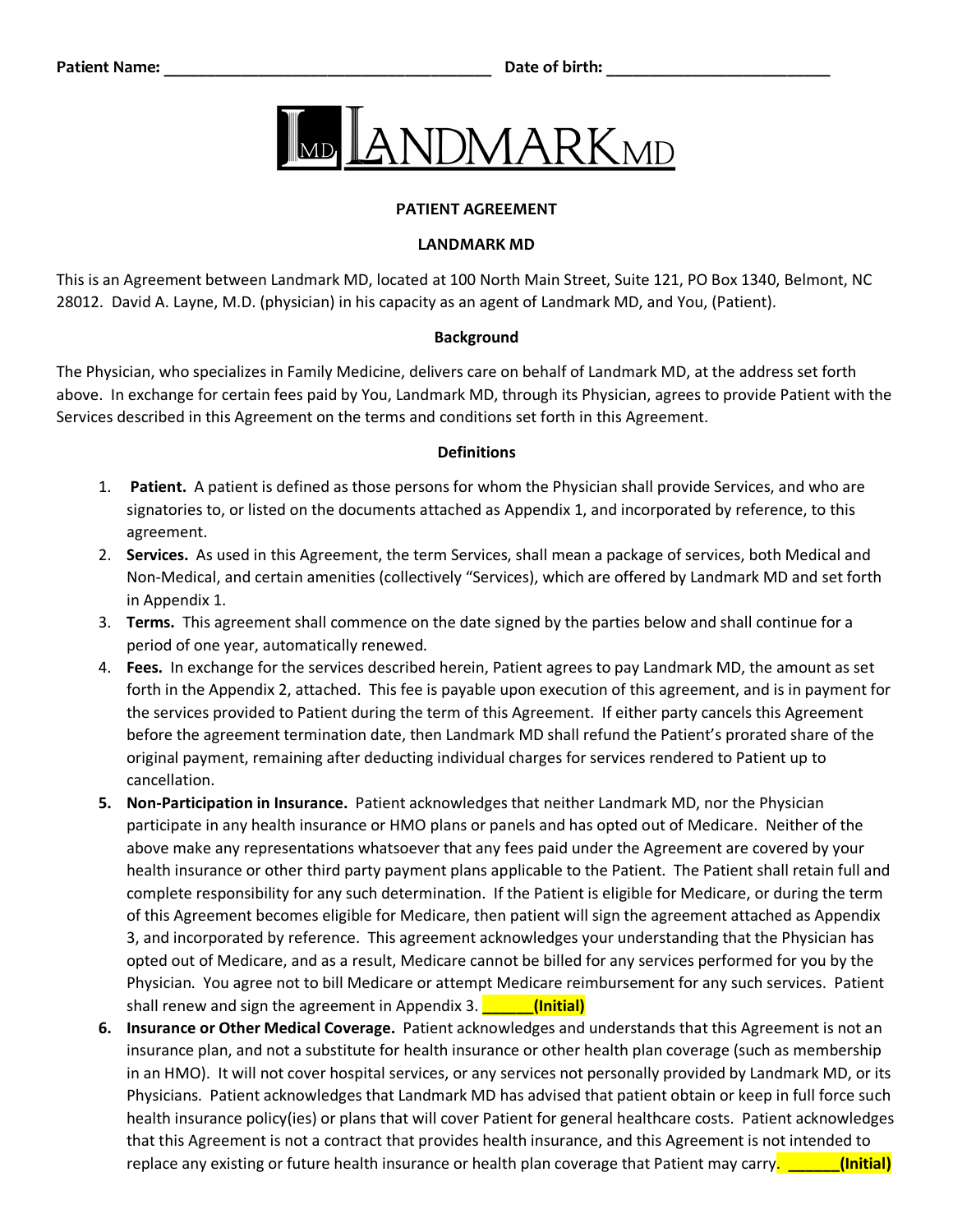Patient Name: ___________________________________ Date of birth: ________________________

LANDMARK MD

# PATIENT AGREEMENT

## LANDMARK MD

This is an Agreement between Landmark MD, located at 100 North Main Street, Suite 121, PO Box 1340, Belmont, NC 28012. David A. Layne, M.D. (physician) in his capacity as an agent of Landmark MD, and You, (Patient).

### Background

The Physician, who specializes in Family Medicine, delivers care on behalf of Landmark MD, at the address set forth above. In exchange for certain fees paid by You, Landmark MD, through its Physician, agrees to provide Patient with the Services described in this Agreement on the terms and conditions set forth in this Agreement.

### Definitions

1. **Patient.** A patient is defined as those persons for whom the Physician shall provide Services, and who are signatories to, or listed on the documents attached as Appendix 1, and incorporated by reference, to this agreement.
2. **Services.** As used in this Agreement, the term Services, shall mean a package of services, both Medical and Non-Medical, and certain amenities (collectively "Services), which are offered by Landmark MD and set forth in Appendix 1.
3. **Terms.** This agreement shall commence on the date signed by the parties below and shall continue for a period of one year, automatically renewed.
4. **Fees.** In exchange for the services described herein, Patient agrees to pay Landmark MD, the amount as set forth in the Appendix 2, attached. This fee is payable upon execution of this agreement, and is in payment for the services provided to Patient during the term of this Agreement. If either party cancels this Agreement before the agreement termination date, then Landmark MD shall refund the Patient's prorated share of the original payment, remaining after deducting individual charges for services rendered to Patient up to cancellation.
5. **Non-Participation in Insurance.** Patient acknowledges that neither Landmark MD, nor the Physician participate in any health insurance or HMO plans or panels and has opted out of Medicare. Neither of the above make any representations whatsoever that any fees paid under the Agreement are covered by your health insurance or other third party payment plans applicable to the Patient. The Patient shall retain full and complete responsibility for any such determination. If the Patient is eligible for Medicare, or during the term of this Agreement becomes eligible for Medicare, then patient will sign the agreement attached as Appendix 3, and incorporated by reference. This agreement acknowledges your understanding that the Physician has opted out of Medicare, and as a result, Medicare cannot be billed for any services performed for you by the Physician. You agree not to bill Medicare or attempt Medicare reimbursement for any such services. Patient shall renew and sign the agreement in Appendix 3. **______(Initial)**
6. **Insurance or Other Medical Coverage.** Patient acknowledges and understands that this Agreement is not an insurance plan, and not a substitute for health insurance or other health plan coverage (such as membership in an HMO). It will not cover hospital services, or any services not personally provided by Landmark MD, or its Physicians. Patient acknowledges that Landmark MD has advised that patient obtain or keep in full force such health insurance policy(ies) or plans that will cover Patient for general healthcare costs. Patient acknowledges that this Agreement is not a contract that provides health insurance, and this Agreement is not intended to replace any existing or future health insurance or health plan coverage that Patient may carry. **______(Initial)**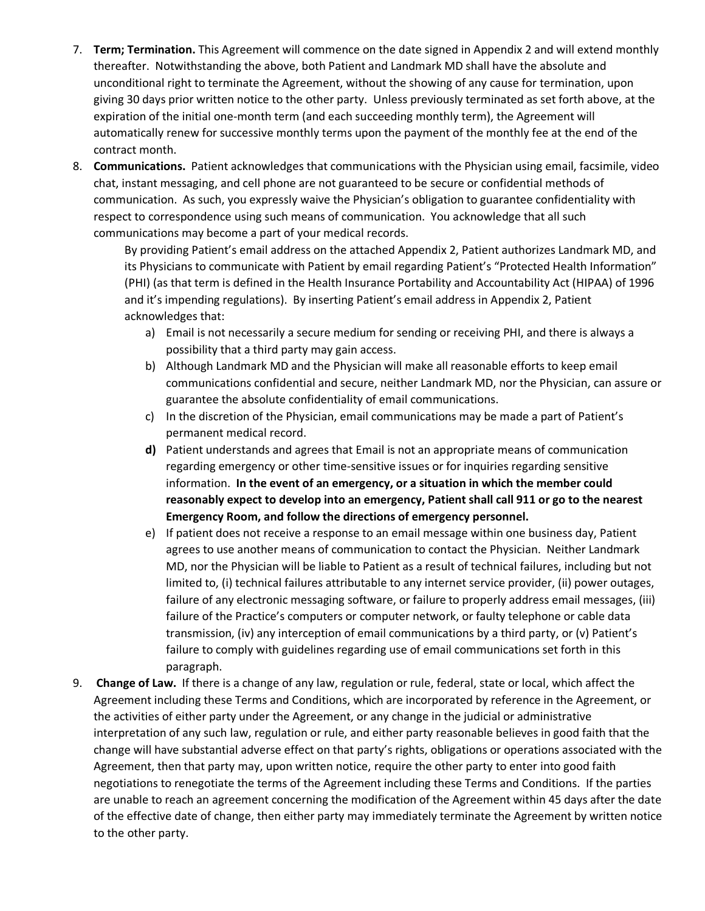7. **Term; Termination.** This Agreement will commence on the date signed in Appendix 2 and will extend monthly thereafter. Notwithstanding the above, both Patient and Landmark MD shall have the absolute and unconditional right to terminate the Agreement, without the showing of any cause for termination, upon giving 30 days prior written notice to the other party. Unless previously terminated as set forth above, at the expiration of the initial one-month term (and each succeeding monthly term), the Agreement will automatically renew for successive monthly terms upon the payment of the monthly fee at the end of the contract month.
8. **Communications.** Patient acknowledges that communications with the Physician using email, facsimile, video chat, instant messaging, and cell phone are not guaranteed to be secure or confidential methods of communication. As such, you expressly waive the Physician's obligation to guarantee confidentiality with respect to correspondence using such means of communication. You acknowledge that all such communications may become a part of your medical records.

   By providing Patient's email address on the attached Appendix 2, Patient authorizes Landmark MD, and its Physicians to communicate with Patient by email regarding Patient's "Protected Health Information" (PHI) (as that term is defined in the Health Insurance Portability and Accountability Act (HIPAA) of 1996 and it's impending regulations). By inserting Patient's email address in Appendix 2, Patient acknowledges that:

   a) Email is not necessarily a secure medium for sending or receiving PHI, and there is always a possibility that a third party may gain access.
   b) Although Landmark MD and the Physician will make all reasonable efforts to keep email communications confidential and secure, neither Landmark MD, nor the Physician, can assure or guarantee the absolute confidentiality of email communications.
   c) In the discretion of the Physician, email communications may be made a part of Patient's permanent medical record.
   **d)** Patient understands and agrees that Email is not an appropriate means of communication regarding emergency or other time-sensitive issues or for inquiries regarding sensitive information. **In the event of an emergency, or a situation in which the member could reasonably expect to develop into an emergency, Patient shall call 911 or go to the nearest Emergency Room, and follow the directions of emergency personnel.**
   e) If patient does not receive a response to an email message within one business day, Patient agrees to use another means of communication to contact the Physician. Neither Landmark MD, nor the Physician will be liable to Patient as a result of technical failures, including but not limited to, (i) technical failures attributable to any internet service provider, (ii) power outages, failure of any electronic messaging software, or failure to properly address email messages, (iii) failure of the Practice's computers or computer network, or faulty telephone or cable data transmission, (iv) any interception of email communications by a third party, or (v) Patient's failure to comply with guidelines regarding use of email communications set forth in this paragraph.
9. **Change of Law.** If there is a change of any law, regulation or rule, federal, state or local, which affect the Agreement including these Terms and Conditions, which are incorporated by reference in the Agreement, or the activities of either party under the Agreement, or any change in the judicial or administrative interpretation of any such law, regulation or rule, and either party reasonable believes in good faith that the change will have substantial adverse effect on that party's rights, obligations or operations associated with the Agreement, then that party may, upon written notice, require the other party to enter into good faith negotiations to renegotiate the terms of the Agreement including these Terms and Conditions. If the parties are unable to reach an agreement concerning the modification of the Agreement within 45 days after the date of the effective date of change, then either party may immediately terminate the Agreement by written notice to the other party.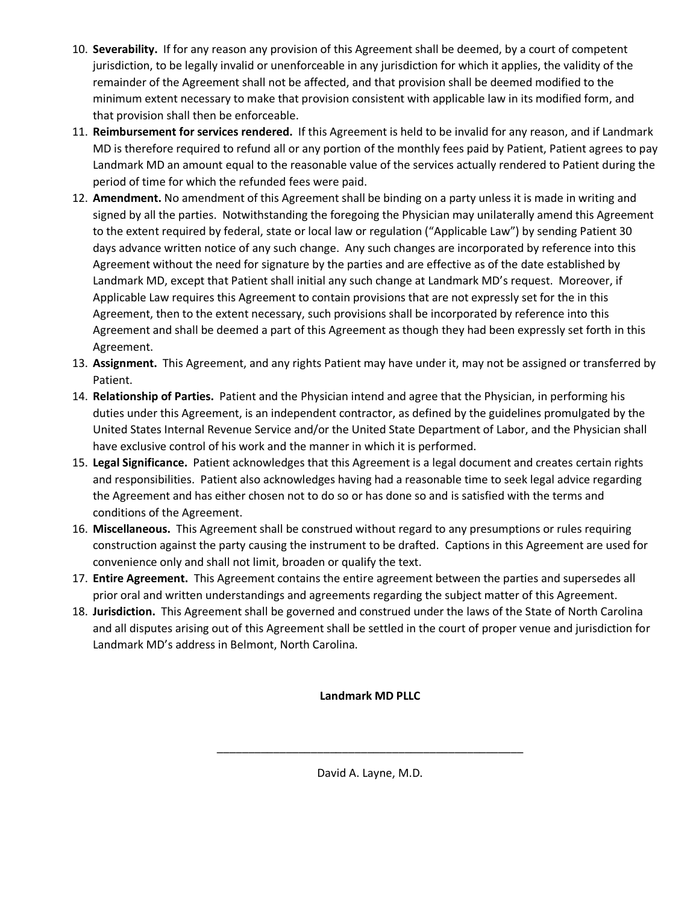10. **Severability.** If for any reason any provision of this Agreement shall be deemed, by a court of competent jurisdiction, to be legally invalid or unenforceable in any jurisdiction for which it applies, the validity of the remainder of the Agreement shall not be affected, and that provision shall be deemed modified to the minimum extent necessary to make that provision consistent with applicable law in its modified form, and that provision shall then be enforceable.
11. **Reimbursement for services rendered.** If this Agreement is held to be invalid for any reason, and if Landmark MD is therefore required to refund all or any portion of the monthly fees paid by Patient, Patient agrees to pay Landmark MD an amount equal to the reasonable value of the services actually rendered to Patient during the period of time for which the refunded fees were paid.
12. **Amendment.** No amendment of this Agreement shall be binding on a party unless it is made in writing and signed by all the parties. Notwithstanding the foregoing the Physician may unilaterally amend this Agreement to the extent required by federal, state or local law or regulation ("Applicable Law") by sending Patient 30 days advance written notice of any such change. Any such changes are incorporated by reference into this Agreement without the need for signature by the parties and are effective as of the date established by Landmark MD, except that Patient shall initial any such change at Landmark MD's request. Moreover, if Applicable Law requires this Agreement to contain provisions that are not expressly set for the in this Agreement, then to the extent necessary, such provisions shall be incorporated by reference into this Agreement and shall be deemed a part of this Agreement as though they had been expressly set forth in this Agreement.
13. **Assignment.** This Agreement, and any rights Patient may have under it, may not be assigned or transferred by Patient.
14. **Relationship of Parties.** Patient and the Physician intend and agree that the Physician, in performing his duties under this Agreement, is an independent contractor, as defined by the guidelines promulgated by the United States Internal Revenue Service and/or the United State Department of Labor, and the Physician shall have exclusive control of his work and the manner in which it is performed.
15. **Legal Significance.** Patient acknowledges that this Agreement is a legal document and creates certain rights and responsibilities. Patient also acknowledges having had a reasonable time to seek legal advice regarding the Agreement and has either chosen not to do so or has done so and is satisfied with the terms and conditions of the Agreement.
16. **Miscellaneous.** This Agreement shall be construed without regard to any presumptions or rules requiring construction against the party causing the instrument to be drafted. Captions in this Agreement are used for convenience only and shall not limit, broaden or qualify the text.
17. **Entire Agreement.** This Agreement contains the entire agreement between the parties and supersedes all prior oral and written understandings and agreements regarding the subject matter of this Agreement.
18. **Jurisdiction.** This Agreement shall be governed and construed under the laws of the State of North Carolina and all disputes arising out of this Agreement shall be settled in the court of proper venue and jurisdiction for Landmark MD's address in Belmont, North Carolina.

**Landmark MD PLLC**

\_\_\_\_\_\_\_\_\_\_\_\_\_\_\_\_\_\_\_\_\_\_\_\_\_\_\_\_\_\_\_\_\_\_\_\_\_\_\_\_\_\_\_\_\_\_\_\_

David A. Layne, M.D.